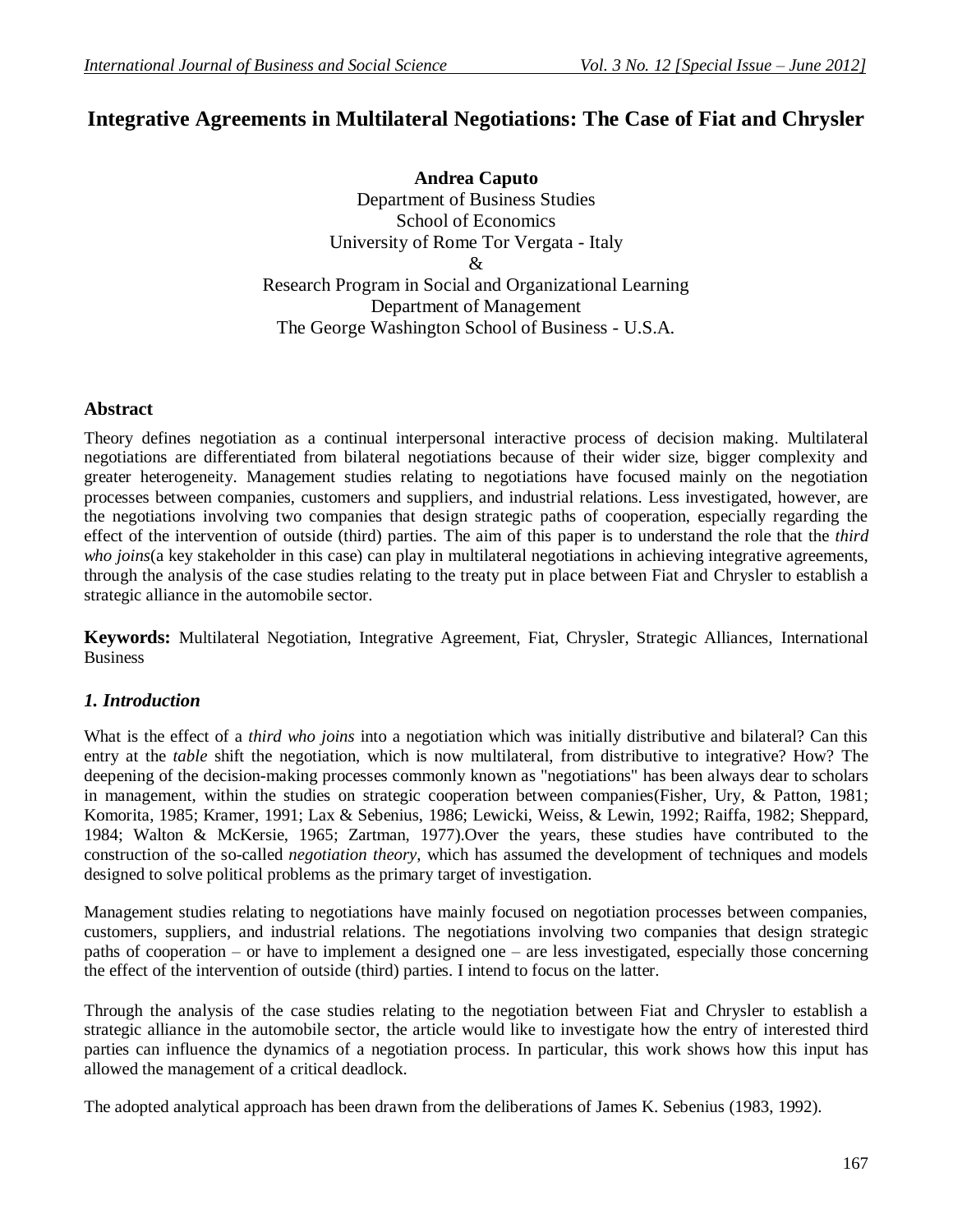# Integrative Agreements in Multilateral Negotiations: The Case of Fiat and Chrysler

**Andrea Caputo**
Department of Business Studies
School of Economics
University of Rome Tor Vergata - Italy
&
Research Program in Social and Organizational Learning
Department of Management
The George Washington School of Business - U.S.A.

## Abstract

Theory defines negotiation as a continual interpersonal interactive process of decision making. Multilateral negotiations are differentiated from bilateral negotiations because of their wider size, bigger complexity and greater heterogeneity. Management studies relating to negotiations have focused mainly on the negotiation processes between companies, customers and suppliers, and industrial relations. Less investigated, however, are the negotiations involving two companies that design strategic paths of cooperation, especially regarding the effect of the intervention of outside (third) parties. The aim of this paper is to understand the role that the *third who joins*(a key stakeholder in this case) can play in multilateral negotiations in achieving integrative agreements, through the analysis of the case studies relating to the treaty put in place between Fiat and Chrysler to establish a strategic alliance in the automobile sector.

**Keywords:** Multilateral Negotiation, Integrative Agreement, Fiat, Chrysler, Strategic Alliances, International Business

## *1. Introduction*

What is the effect of a *third who joins* into a negotiation which was initially distributive and bilateral? Can this entry at the *table* shift the negotiation, which is now multilateral, from distributive to integrative? How? The deepening of the decision-making processes commonly known as "negotiations" has been always dear to scholars in management, within the studies on strategic cooperation between companies(Fisher, Ury, & Patton, 1981; Komorita, 1985; Kramer, 1991; Lax & Sebenius, 1986; Lewicki, Weiss, & Lewin, 1992; Raiffa, 1982; Sheppard, 1984; Walton & McKersie, 1965; Zartman, 1977).Over the years, these studies have contributed to the construction of the so-called *negotiation theory*, which has assumed the development of techniques and models designed to solve political problems as the primary target of investigation.

Management studies relating to negotiations have mainly focused on negotiation processes between companies, customers, suppliers, and industrial relations. The negotiations involving two companies that design strategic paths of cooperation – or have to implement a designed one – are less investigated, especially those concerning the effect of the intervention of outside (third) parties. I intend to focus on the latter.

Through the analysis of the case studies relating to the negotiation between Fiat and Chrysler to establish a strategic alliance in the automobile sector, the article would like to investigate how the entry of interested third parties can influence the dynamics of a negotiation process. In particular, this work shows how this input has allowed the management of a critical deadlock.

The adopted analytical approach has been drawn from the deliberations of James K. Sebenius (1983, 1992).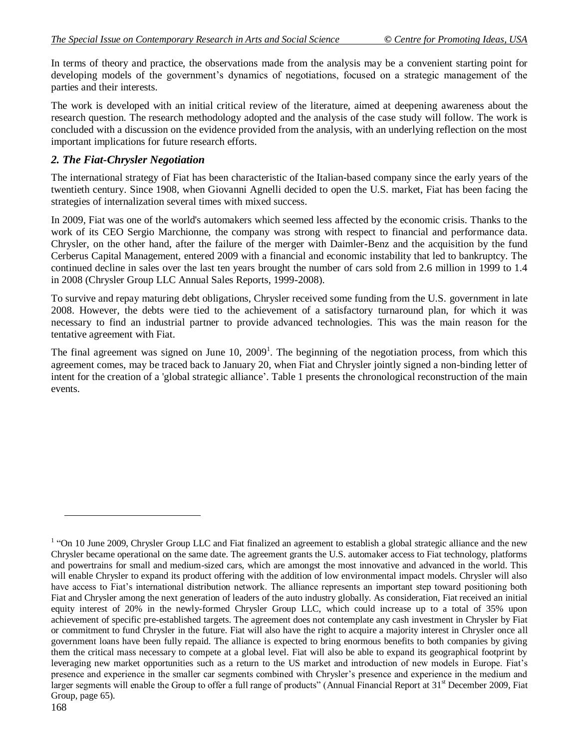In terms of theory and practice, the observations made from the analysis may be a convenient starting point for developing models of the government's dynamics of negotiations, focused on a strategic management of the parties and their interests.

The work is developed with an initial critical review of the literature, aimed at deepening awareness about the research question. The research methodology adopted and the analysis of the case study will follow. The work is concluded with a discussion on the evidence provided from the analysis, with an underlying reflection on the most important implications for future research efforts.

## *2. The Fiat-Chrysler Negotiation*

The international strategy of Fiat has been characteristic of the Italian-based company since the early years of the twentieth century. Since 1908, when Giovanni Agnelli decided to open the U.S. market, Fiat has been facing the strategies of internalization several times with mixed success.

In 2009, Fiat was one of the world's automakers which seemed less affected by the economic crisis. Thanks to the work of its CEO Sergio Marchionne, the company was strong with respect to financial and performance data. Chrysler, on the other hand, after the failure of the merger with Daimler-Benz and the acquisition by the fund Cerberus Capital Management, entered 2009 with a financial and economic instability that led to bankruptcy. The continued decline in sales over the last ten years brought the number of cars sold from 2.6 million in 1999 to 1.4 in 2008 (Chrysler Group LLC Annual Sales Reports, 1999-2008).

To survive and repay maturing debt obligations, Chrysler received some funding from the U.S. government in late 2008. However, the debts were tied to the achievement of a satisfactory turnaround plan, for which it was necessary to find an industrial partner to provide advanced technologies. This was the main reason for the tentative agreement with Fiat.

The final agreement was signed on June 10, 2009[1]. The beginning of the negotiation process, from which this agreement comes, may be traced back to January 20, when Fiat and Chrysler jointly signed a non-binding letter of intent for the creation of a 'global strategic alliance'. Table 1 presents the chronological reconstruction of the main events.

---

[1] "On 10 June 2009, Chrysler Group LLC and Fiat finalized an agreement to establish a global strategic alliance and the new Chrysler became operational on the same date. The agreement grants the U.S. automaker access to Fiat technology, platforms and powertrains for small and medium-sized cars, which are amongst the most innovative and advanced in the world. This will enable Chrysler to expand its product offering with the addition of low environmental impact models. Chrysler will also have access to Fiat's international distribution network. The alliance represents an important step toward positioning both Fiat and Chrysler among the next generation of leaders of the auto industry globally. As consideration, Fiat received an initial equity interest of 20% in the newly-formed Chrysler Group LLC, which could increase up to a total of 35% upon achievement of specific pre-established targets. The agreement does not contemplate any cash investment in Chrysler by Fiat or commitment to fund Chrysler in the future. Fiat will also have the right to acquire a majority interest in Chrysler once all government loans have been fully repaid. The alliance is expected to bring enormous benefits to both companies by giving them the critical mass necessary to compete at a global level. Fiat will also be able to expand its geographical footprint by leveraging new market opportunities such as a return to the US market and introduction of new models in Europe. Fiat's presence and experience in the smaller car segments combined with Chrysler's presence and experience in the medium and larger segments will enable the Group to offer a full range of products" (Annual Financial Report at 31st December 2009, Fiat Group, page 65).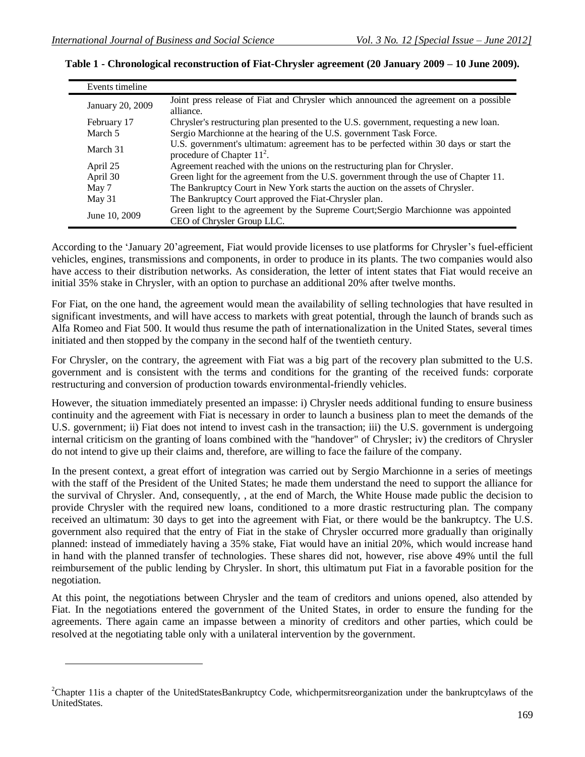**Table 1 - Chronological reconstruction of Fiat-Chrysler agreement (20 January 2009 – 10 June 2009).**

| Events timeline | |
|---|---|
| January 20, 2009 | Joint press release of Fiat and Chrysler which announced the agreement on a possible alliance. |
| February 17 | Chrysler's restructuring plan presented to the U.S. government, requesting a new loan. |
| March 5 | Sergio Marchionne at the hearing of the U.S. government Task Force. |
| March 31 | U.S. government's ultimatum: agreement has to be perfected within 30 days or start the procedure of Chapter 11[2]. |
| April 25 | Agreement reached with the unions on the restructuring plan for Chrysler. |
| April 30 | Green light for the agreement from the U.S. government through the use of Chapter 11. |
| May 7 | The Bankruptcy Court in New York starts the auction on the assets of Chrysler. |
| May 31 | The Bankruptcy Court approved the Fiat-Chrysler plan. |
| June 10, 2009 | Green light to the agreement by the Supreme Court;Sergio Marchionne was appointed CEO of Chrysler Group LLC. |

According to the 'January 20'agreement, Fiat would provide licenses to use platforms for Chrysler's fuel-efficient vehicles, engines, transmissions and components, in order to produce in its plants. The two companies would also have access to their distribution networks. As consideration, the letter of intent states that Fiat would receive an initial 35% stake in Chrysler, with an option to purchase an additional 20% after twelve months.

For Fiat, on the one hand, the agreement would mean the availability of selling technologies that have resulted in significant investments, and will have access to markets with great potential, through the launch of brands such as Alfa Romeo and Fiat 500. It would thus resume the path of internationalization in the United States, several times initiated and then stopped by the company in the second half of the twentieth century.

For Chrysler, on the contrary, the agreement with Fiat was a big part of the recovery plan submitted to the U.S. government and is consistent with the terms and conditions for the granting of the received funds: corporate restructuring and conversion of production towards environmental-friendly vehicles.

However, the situation immediately presented an impasse: i) Chrysler needs additional funding to ensure business continuity and the agreement with Fiat is necessary in order to launch a business plan to meet the demands of the U.S. government; ii) Fiat does not intend to invest cash in the transaction; iii) the U.S. government is undergoing internal criticism on the granting of loans combined with the "handover" of Chrysler; iv) the creditors of Chrysler do not intend to give up their claims and, therefore, are willing to face the failure of the company.

In the present context, a great effort of integration was carried out by Sergio Marchionne in a series of meetings with the staff of the President of the United States; he made them understand the need to support the alliance for the survival of Chrysler. And, consequently, , at the end of March, the White House made public the decision to provide Chrysler with the required new loans, conditioned to a more drastic restructuring plan. The company received an ultimatum: 30 days to get into the agreement with Fiat, or there would be the bankruptcy. The U.S. government also required that the entry of Fiat in the stake of Chrysler occurred more gradually than originally planned: instead of immediately having a 35% stake, Fiat would have an initial 20%, which would increase hand in hand with the planned transfer of technologies. These shares did not, however, rise above 49% until the full reimbursement of the public lending by Chrysler. In short, this ultimatum put Fiat in a favorable position for the negotiation.

At this point, the negotiations between Chrysler and the team of creditors and unions opened, also attended by Fiat. In the negotiations entered the government of the United States, in order to ensure the funding for the agreements. There again came an impasse between a minority of creditors and other parties, which could be resolved at the negotiating table only with a unilateral intervention by the government.

[2]Chapter 11is a chapter of the UnitedStatesBankruptcy Code, whichpermitsreorganization under the bankruptcylaws of the UnitedStates.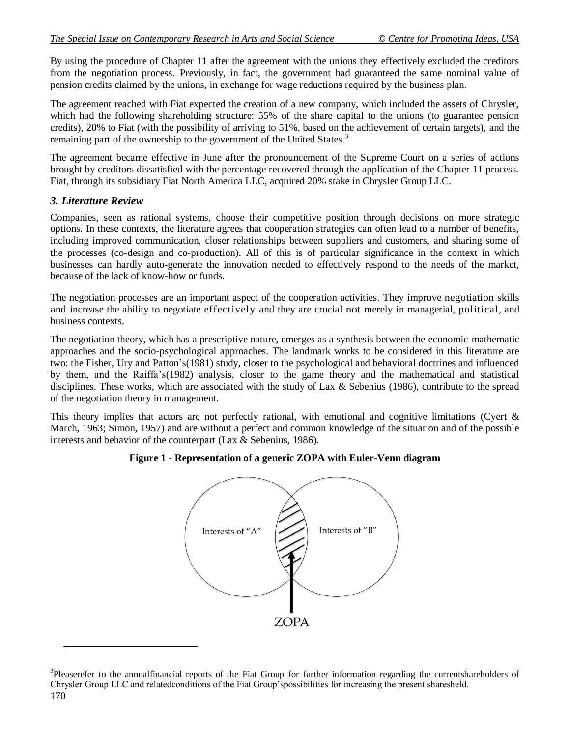By using the procedure of Chapter 11 after the agreement with the unions they effectively excluded the creditors from the negotiation process. Previously, in fact, the government had guaranteed the same nominal value of pension credits claimed by the unions, in exchange for wage reductions required by the business plan.

The agreement reached with Fiat expected the creation of a new company, which included the assets of Chrysler, which had the following shareholding structure: 55% of the share capital to the unions (to guarantee pension credits), 20% to Fiat (with the possibility of arriving to 51%, based on the achievement of certain targets), and the remaining part of the ownership to the government of the United States.[3]

The agreement became effective in June after the pronouncement of the Supreme Court on a series of actions brought by creditors dissatisfied with the percentage recovered through the application of the Chapter 11 process. Fiat, through its subsidiary Fiat North America LLC, acquired 20% stake in Chrysler Group LLC.

### *3. Literature Review*

Companies, seen as rational systems, choose their competitive position through decisions on more strategic options. In these contexts, the literature agrees that cooperation strategies can often lead to a number of benefits, including improved communication, closer relationships between suppliers and customers, and sharing some of the processes (co-design and co-production). All of this is of particular significance in the context in which businesses can hardly auto-generate the innovation needed to effectively respond to the needs of the market, because of the lack of know-how or funds.

The negotiation processes are an important aspect of the cooperation activities. They improve negotiation skills and increase the ability to negotiate effectively and they are crucial not merely in managerial, political, and business contexts.

The negotiation theory, which has a prescriptive nature, emerges as a synthesis between the economic-mathematic approaches and the socio-psychological approaches. The landmark works to be considered in this literature are two: the Fisher, Ury and Patton's(1981) study, closer to the psychological and behavioral doctrines and influenced by them, and the Raiffa's(1982) analysis, closer to the game theory and the mathematical and statistical disciplines. These works, which are associated with the study of Lax & Sebenius (1986), contribute to the spread of the negotiation theory in management.

This theory implies that actors are not perfectly rational, with emotional and cognitive limitations (Cyert & March, 1963; Simon, 1957) and are without a perfect and common knowledge of the situation and of the possible interests and behavior of the counterpart (Lax & Sebenius, 1986).

**Figure 1 - Representation of a generic ZOPA with Euler-Venn diagram**

Interests of "A" | Interests of "B" | ZOPA

---

[3]Pleaserefer to the annualfinancial reports of the Fiat Group for further information regarding the currentshareholders of Chrysler Group LLC and relatedconditions of the Fiat Group'spossibilities for increasing the present sharesheld.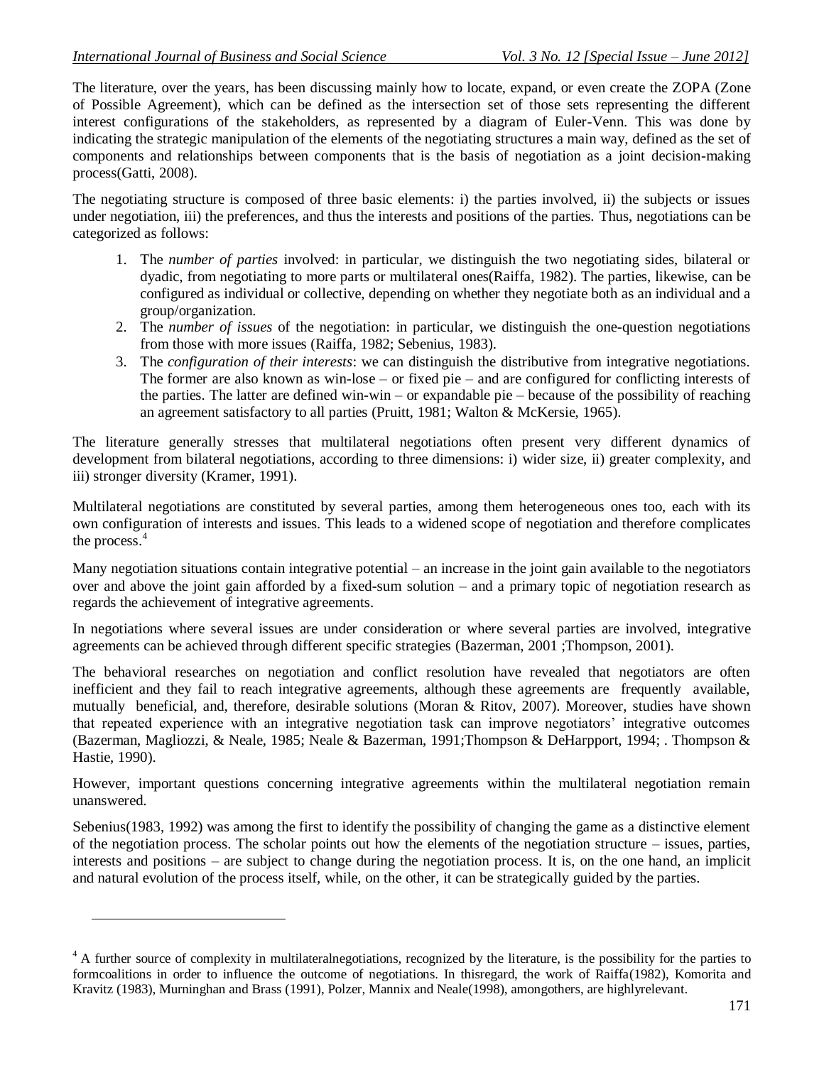The literature, over the years, has been discussing mainly how to locate, expand, or even create the ZOPA (Zone of Possible Agreement), which can be defined as the intersection set of those sets representing the different interest configurations of the stakeholders, as represented by a diagram of Euler-Venn. This was done by indicating the strategic manipulation of the elements of the negotiating structures a main way, defined as the set of components and relationships between components that is the basis of negotiation as a joint decision-making process(Gatti, 2008).

The negotiating structure is composed of three basic elements: i) the parties involved, ii) the subjects or issues under negotiation, iii) the preferences, and thus the interests and positions of the parties. Thus, negotiations can be categorized as follows:

1. The *number of parties* involved: in particular, we distinguish the two negotiating sides, bilateral or dyadic, from negotiating to more parts or multilateral ones(Raiffa, 1982). The parties, likewise, can be configured as individual or collective, depending on whether they negotiate both as an individual and a group/organization.
2. The *number of issues* of the negotiation: in particular, we distinguish the one-question negotiations from those with more issues (Raiffa, 1982; Sebenius, 1983).
3. The *configuration of their interests*: we can distinguish the distributive from integrative negotiations. The former are also known as win-lose – or fixed pie – and are configured for conflicting interests of the parties. The latter are defined win-win – or expandable pie – because of the possibility of reaching an agreement satisfactory to all parties (Pruitt, 1981; Walton & McKersie, 1965).

The literature generally stresses that multilateral negotiations often present very different dynamics of development from bilateral negotiations, according to three dimensions: i) wider size, ii) greater complexity, and iii) stronger diversity (Kramer, 1991).

Multilateral negotiations are constituted by several parties, among them heterogeneous ones too, each with its own configuration of interests and issues. This leads to a widened scope of negotiation and therefore complicates the process.[4]

Many negotiation situations contain integrative potential – an increase in the joint gain available to the negotiators over and above the joint gain afforded by a fixed-sum solution – and a primary topic of negotiation research as regards the achievement of integrative agreements.

In negotiations where several issues are under consideration or where several parties are involved, integrative agreements can be achieved through different specific strategies (Bazerman, 2001 ;Thompson, 2001).

The behavioral researches on negotiation and conflict resolution have revealed that negotiators are often inefficient and they fail to reach integrative agreements, although these agreements are frequently available, mutually beneficial, and, therefore, desirable solutions (Moran & Ritov, 2007). Moreover, studies have shown that repeated experience with an integrative negotiation task can improve negotiators' integrative outcomes (Bazerman, Magliozzi, & Neale, 1985; Neale & Bazerman, 1991;Thompson & DeHarpport, 1994; . Thompson & Hastie, 1990).

However, important questions concerning integrative agreements within the multilateral negotiation remain unanswered.

Sebenius(1983, 1992) was among the first to identify the possibility of changing the game as a distinctive element of the negotiation process. The scholar points out how the elements of the negotiation structure – issues, parties, interests and positions – are subject to change during the negotiation process. It is, on the one hand, an implicit and natural evolution of the process itself, while, on the other, it can be strategically guided by the parties.

---

[4] A further source of complexity in multilateralnegotiations, recognized by the literature, is the possibility for the parties to formcoalitions in order to influence the outcome of negotiations. In thisregard, the work of Raiffa(1982), Komorita and Kravitz (1983), Murninghan and Brass (1991), Polzer, Mannix and Neale(1998), amongothers, are highlyrelevant.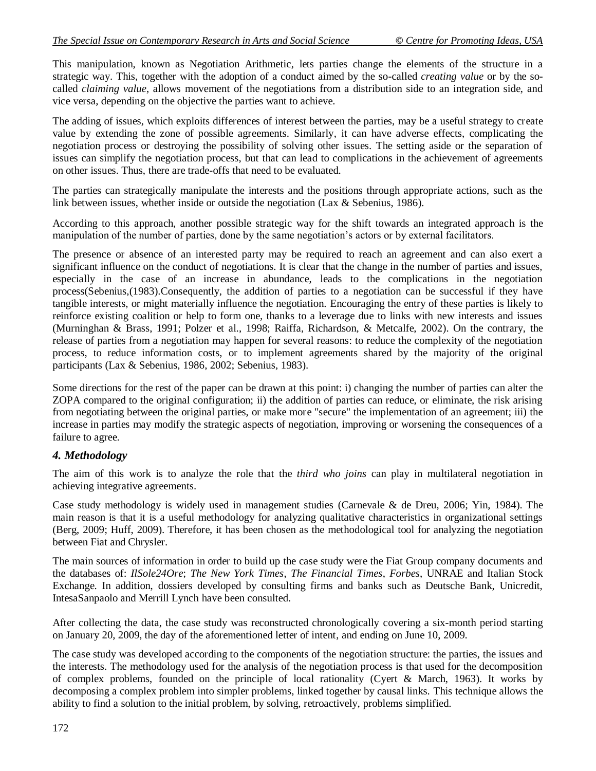This manipulation, known as Negotiation Arithmetic, lets parties change the elements of the structure in a strategic way. This, together with the adoption of a conduct aimed by the so-called *creating value* or by the so-called *claiming value*, allows movement of the negotiations from a distribution side to an integration side, and vice versa, depending on the objective the parties want to achieve.

The adding of issues, which exploits differences of interest between the parties, may be a useful strategy to create value by extending the zone of possible agreements. Similarly, it can have adverse effects, complicating the negotiation process or destroying the possibility of solving other issues. The setting aside or the separation of issues can simplify the negotiation process, but that can lead to complications in the achievement of agreements on other issues. Thus, there are trade-offs that need to be evaluated.

The parties can strategically manipulate the interests and the positions through appropriate actions, such as the link between issues, whether inside or outside the negotiation (Lax & Sebenius, 1986).

According to this approach, another possible strategic way for the shift towards an integrated approach is the manipulation of the number of parties, done by the same negotiation's actors or by external facilitators.

The presence or absence of an interested party may be required to reach an agreement and can also exert a significant influence on the conduct of negotiations. It is clear that the change in the number of parties and issues, especially in the case of an increase in abundance, leads to the complications in the negotiation process(Sebenius,(1983).Consequently, the addition of parties to a negotiation can be successful if they have tangible interests, or might materially influence the negotiation. Encouraging the entry of these parties is likely to reinforce existing coalition or help to form one, thanks to a leverage due to links with new interests and issues (Murninghan & Brass, 1991; Polzer et al., 1998; Raiffa, Richardson, & Metcalfe, 2002). On the contrary, the release of parties from a negotiation may happen for several reasons: to reduce the complexity of the negotiation process, to reduce information costs, or to implement agreements shared by the majority of the original participants (Lax & Sebenius, 1986, 2002; Sebenius, 1983).

Some directions for the rest of the paper can be drawn at this point: i) changing the number of parties can alter the ZOPA compared to the original configuration; ii) the addition of parties can reduce, or eliminate, the risk arising from negotiating between the original parties, or make more "secure" the implementation of an agreement; iii) the increase in parties may modify the strategic aspects of negotiation, improving or worsening the consequences of a failure to agree.

### *4. Methodology*

The aim of this work is to analyze the role that the *third who joins* can play in multilateral negotiation in achieving integrative agreements.

Case study methodology is widely used in management studies (Carnevale & de Dreu, 2006; Yin, 1984). The main reason is that it is a useful methodology for analyzing qualitative characteristics in organizational settings (Berg, 2009; Huff, 2009). Therefore, it has been chosen as the methodological tool for analyzing the negotiation between Fiat and Chrysler.

The main sources of information in order to build up the case study were the Fiat Group company documents and the databases of: *IlSole24Ore*; *The New York Times*, *The Financial Times*, *Forbes*, UNRAE and Italian Stock Exchange. In addition, dossiers developed by consulting firms and banks such as Deutsche Bank, Unicredit, IntesaSanpaolo and Merrill Lynch have been consulted.

After collecting the data, the case study was reconstructed chronologically covering a six-month period starting on January 20, 2009, the day of the aforementioned letter of intent, and ending on June 10, 2009.

The case study was developed according to the components of the negotiation structure: the parties, the issues and the interests. The methodology used for the analysis of the negotiation process is that used for the decomposition of complex problems, founded on the principle of local rationality (Cyert & March, 1963). It works by decomposing a complex problem into simpler problems, linked together by causal links. This technique allows the ability to find a solution to the initial problem, by solving, retroactively, problems simplified.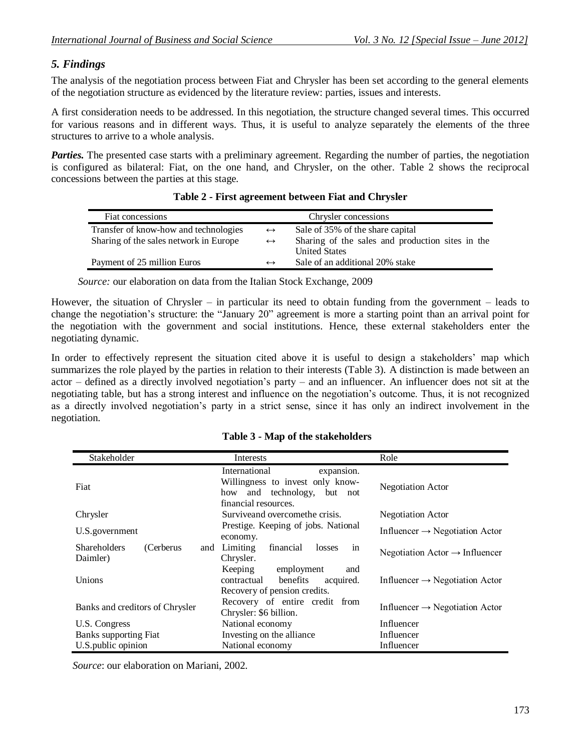## *5. Findings*

The analysis of the negotiation process between Fiat and Chrysler has been set according to the general elements of the negotiation structure as evidenced by the literature review: parties, issues and interests.

A first consideration needs to be addressed. In this negotiation, the structure changed several times. This occurred for various reasons and in different ways. Thus, it is useful to analyze separately the elements of the three structures to arrive to a whole analysis.

***Parties.*** The presented case starts with a preliminary agreement. Regarding the number of parties, the negotiation is configured as bilateral: Fiat, on the one hand, and Chrysler, on the other. Table 2 shows the reciprocal concessions between the parties at this stage.

**Table 2 - First agreement between Fiat and Chrysler**

| Fiat concessions | | Chrysler concessions |
|---|---|---|
| Transfer of know-how and technologies | ↔ | Sale of 35% of the share capital |
| Sharing of the sales network in Europe | ↔ | Sharing of the sales and production sites in the United States |
| Payment of 25 million Euros | ↔ | Sale of an additional 20% stake |

*Source:* our elaboration on data from the Italian Stock Exchange, 2009

However, the situation of Chrysler – in particular its need to obtain funding from the government – leads to change the negotiation's structure: the "January 20" agreement is more a starting point than an arrival point for the negotiation with the government and social institutions. Hence, these external stakeholders enter the negotiating dynamic.

In order to effectively represent the situation cited above it is useful to design a stakeholders' map which summarizes the role played by the parties in relation to their interests (Table 3). A distinction is made between an actor – defined as a directly involved negotiation's party – and an influencer. An influencer does not sit at the negotiating table, but has a strong interest and influence on the negotiation's outcome. Thus, it is not recognized as a directly involved negotiation's party in a strict sense, since it has only an indirect involvement in the negotiation.

**Table 3 - Map of the stakeholders**

| Stakeholder | Interests | Role |
|---|---|---|
| Fiat | International expansion. Willingness to invest only know-how and technology, but not financial resources. | Negotiation Actor |
| Chrysler | Surviveand overcomethe crisis. | Negotiation Actor |
| U.S.government | Prestige. Keeping of jobs. National economy. | Influencer → Negotiation Actor |
| Shareholders (Cerberus and Daimler) | Limiting financial losses in Chrysler. | Negotiation Actor → Influencer |
| Unions | Keeping employment and contractual benefits acquired. Recovery of pension credits. | Influencer → Negotiation Actor |
| Banks and creditors of Chrysler | Recovery of entire credit from Chrysler: $6 billion. | Influencer → Negotiation Actor |
| U.S. Congress | National economy | Influencer |
| Banks supporting Fiat | Investing on the alliance | Influencer |
| U.S.public opinion | National economy | Influencer |

*Source*: our elaboration on Mariani, 2002.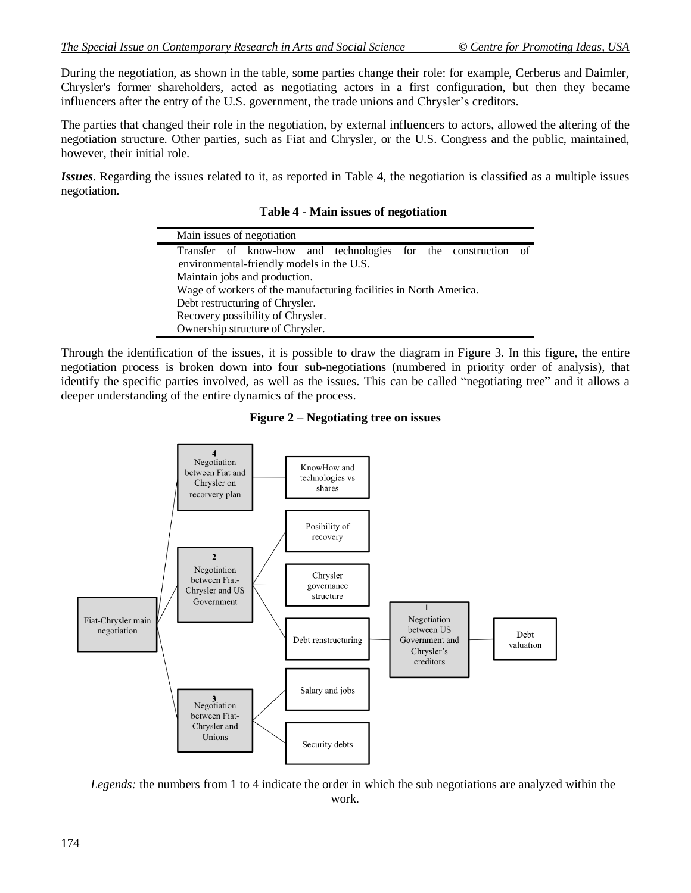During the negotiation, as shown in the table, some parties change their role: for example, Cerberus and Daimler, Chrysler's former shareholders, acted as negotiating actors in a first configuration, but then they became influencers after the entry of the U.S. government, the trade unions and Chrysler's creditors.

The parties that changed their role in the negotiation, by external influencers to actors, allowed the altering of the negotiation structure. Other parties, such as Fiat and Chrysler, or the U.S. Congress and the public, maintained, however, their initial role.

***Issues***. Regarding the issues related to it, as reported in Table 4, the negotiation is classified as a multiple issues negotiation.

**Table 4 - Main issues of negotiation**

| Main issues of negotiation |
|---|
| Transfer of know-how and technologies for the construction of environmental-friendly models in the U.S. |
| Maintain jobs and production. |
| Wage of workers of the manufacturing facilities in North America. |
| Debt restructuring of Chrysler. |
| Recovery possibility of Chrysler. |
| Ownership structure of Chrysler. |

Through the identification of the issues, it is possible to draw the diagram in Figure 3. In this figure, the entire negotiation process is broken down into four sub-negotiations (numbered in priority order of analysis), that identify the specific parties involved, as well as the issues. This can be called "negotiating tree" and it allows a deeper understanding of the entire dynamics of the process.

**Figure 2 – Negotiating tree on issues**

- Fiat-Chrysler main negotiation
  - 4 Negotiation between Fiat and Chrysler on recorvery plan
    - KnowHow and technologies vs shares
  - 2 Negotiation between Fiat-Chrysler and US Government
    - Posibility of recovery
    - Chrysler governance structure
    - Debt renstructuring
      - 1 Negotiation between US Government and Chrysler's creditors
        - Debt valuation
  - 3 Negotiation between Fiat-Chrysler and Unions
    - Salary and jobs
    - Security debts

*Legends:* the numbers from 1 to 4 indicate the order in which the sub negotiations are analyzed within the work.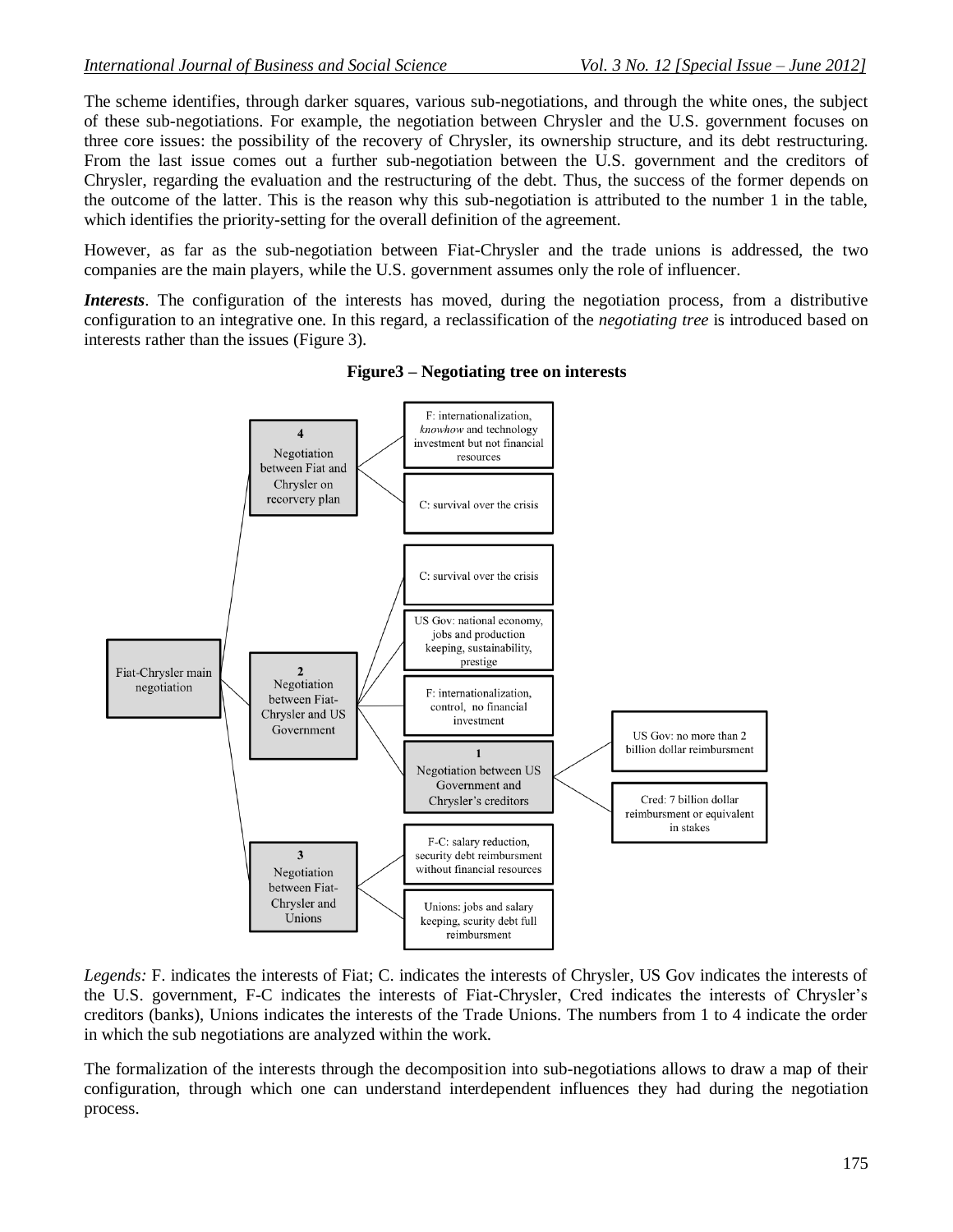The scheme identifies, through darker squares, various sub-negotiations, and through the white ones, the subject of these sub-negotiations. For example, the negotiation between Chrysler and the U.S. government focuses on three core issues: the possibility of the recovery of Chrysler, its ownership structure, and its debt restructuring. From the last issue comes out a further sub-negotiation between the U.S. government and the creditors of Chrysler, regarding the evaluation and the restructuring of the debt. Thus, the success of the former depends on the outcome of the latter. This is the reason why this sub-negotiation is attributed to the number 1 in the table, which identifies the priority-setting for the overall definition of the agreement.

However, as far as the sub-negotiation between Fiat-Chrysler and the trade unions is addressed, the two companies are the main players, while the U.S. government assumes only the role of influencer.

***Interests***. The configuration of the interests has moved, during the negotiation process, from a distributive configuration to an integrative one. In this regard, a reclassification of the *negotiating tree* is introduced based on interests rather than the issues (Figure 3).

**Figure3 – Negotiating tree on interests**

- Fiat-Chrysler main negotiation
  - **4** Negotiation between Fiat and Chrysler on recorvery plan
    - F: internationalization, *knowhow* and technology investment but not financial resources
    - C: survival over the crisis
  - **2** Negotiation between Fiat-Chrysler and US Government
    - C: survival over the crisis
    - US Gov: national economy, jobs and production keeping, sustainability, prestige
    - F: internationalization, control, no financial investment
    - **1** Negotiation between US Government and Chrysler's creditors
      - US Gov: no more than 2 billion dollar reimbursment
      - Cred: 7 billion dollar reimbursment or equivalent in stakes
  - **3** Negotiation between Fiat-Chrysler and Unions
    - F-C: salary reduction, security debt reimbursment without financial resources
    - Unions: jobs and salary keeping, scurity debt full reimbursment

*Legends:* F. indicates the interests of Fiat; C. indicates the interests of Chrysler, US Gov indicates the interests of the U.S. government, F-C indicates the interests of Fiat-Chrysler, Cred indicates the interests of Chrysler's creditors (banks), Unions indicates the interests of the Trade Unions. The numbers from 1 to 4 indicate the order in which the sub negotiations are analyzed within the work.

The formalization of the interests through the decomposition into sub-negotiations allows to draw a map of their configuration, through which one can understand interdependent influences they had during the negotiation process.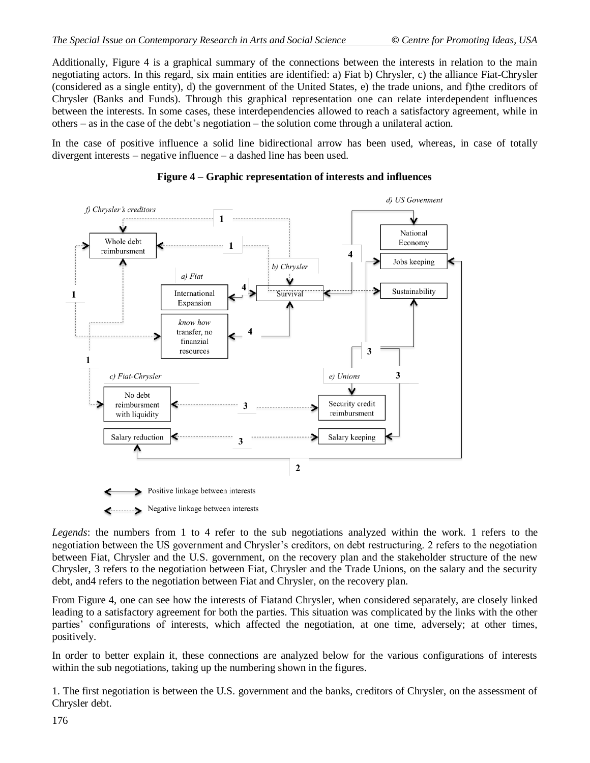Additionally, Figure 4 is a graphical summary of the connections between the interests in relation to the main negotiating actors. In this regard, six main entities are identified: a) Fiat b) Chrysler, c) the alliance Fiat-Chrysler (considered as a single entity), d) the government of the United States, e) the trade unions, and f)the creditors of Chrysler (Banks and Funds). Through this graphical representation one can relate interdependent influences between the interests. In some cases, these interdependencies allowed to reach a satisfactory agreement, while in others – as in the case of the debt's negotiation – the solution come through a unilateral action.

In the case of positive influence a solid line bidirectional arrow has been used, whereas, in case of totally divergent interests – negative influence – a dashed line has been used.

**Figure 4 – Graphic representation of interests and influences**

*Legends*: the numbers from 1 to 4 refer to the sub negotiations analyzed within the work. 1 refers to the negotiation between the US government and Chrysler's creditors, on debt restructuring. 2 refers to the negotiation between Fiat, Chrysler and the U.S. government, on the recovery plan and the stakeholder structure of the new Chrysler, 3 refers to the negotiation between Fiat, Chrysler and the Trade Unions, on the salary and the security debt, and4 refers to the negotiation between Fiat and Chrysler, on the recovery plan.

From Figure 4, one can see how the interests of Fiatand Chrysler, when considered separately, are closely linked leading to a satisfactory agreement for both the parties. This situation was complicated by the links with the other parties' configurations of interests, which affected the negotiation, at one time, adversely; at other times, positively.

In order to better explain it, these connections are analyzed below for the various configurations of interests within the sub negotiations, taking up the numbering shown in the figures.

1. The first negotiation is between the U.S. government and the banks, creditors of Chrysler, on the assessment of Chrysler debt.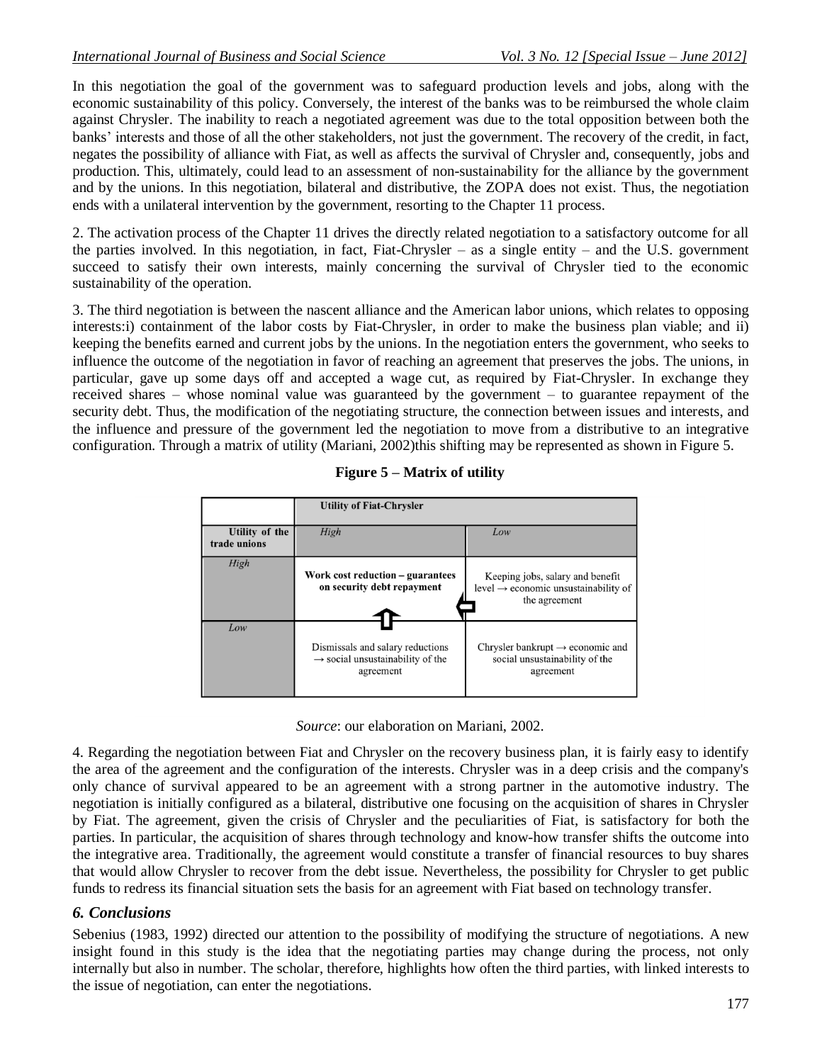In this negotiation the goal of the government was to safeguard production levels and jobs, along with the economic sustainability of this policy. Conversely, the interest of the banks was to be reimbursed the whole claim against Chrysler. The inability to reach a negotiated agreement was due to the total opposition between both the banks' interests and those of all the other stakeholders, not just the government. The recovery of the credit, in fact, negates the possibility of alliance with Fiat, as well as affects the survival of Chrysler and, consequently, jobs and production. This, ultimately, could lead to an assessment of non-sustainability for the alliance by the government and by the unions. In this negotiation, bilateral and distributive, the ZOPA does not exist. Thus, the negotiation ends with a unilateral intervention by the government, resorting to the Chapter 11 process.

2. The activation process of the Chapter 11 drives the directly related negotiation to a satisfactory outcome for all the parties involved. In this negotiation, in fact, Fiat-Chrysler – as a single entity – and the U.S. government succeed to satisfy their own interests, mainly concerning the survival of Chrysler tied to the economic sustainability of the operation.

3. The third negotiation is between the nascent alliance and the American labor unions, which relates to opposing interests:i) containment of the labor costs by Fiat-Chrysler, in order to make the business plan viable; and ii) keeping the benefits earned and current jobs by the unions. In the negotiation enters the government, who seeks to influence the outcome of the negotiation in favor of reaching an agreement that preserves the jobs. The unions, in particular, gave up some days off and accepted a wage cut, as required by Fiat-Chrysler. In exchange they received shares – whose nominal value was guaranteed by the government – to guarantee repayment of the security debt. Thus, the modification of the negotiating structure, the connection between issues and interests, and the influence and pressure of the government led the negotiation to move from a distributive to an integrative configuration. Through a matrix of utility (Mariani, 2002)this shifting may be represented as shown in Figure 5.

**Figure 5 – Matrix of utility**

| | **Utility of Fiat-Chrysler** | |
|---|---|---|
| **Utility of the trade unions** | *High* | *Low* |
| *High* | **Work cost reduction – guarantees on security debt repayment** | Keeping jobs, salary and benefit level → economic unsustainability of the agreement |
| *Low* | Dismissals and salary reductions → social unsustainability of the agreement | Chrysler bankrupt → economic and social unsustainability of the agreement |

*Source*: our elaboration on Mariani, 2002.

4. Regarding the negotiation between Fiat and Chrysler on the recovery business plan, it is fairly easy to identify the area of the agreement and the configuration of the interests. Chrysler was in a deep crisis and the company's only chance of survival appeared to be an agreement with a strong partner in the automotive industry. The negotiation is initially configured as a bilateral, distributive one focusing on the acquisition of shares in Chrysler by Fiat. The agreement, given the crisis of Chrysler and the peculiarities of Fiat, is satisfactory for both the parties. In particular, the acquisition of shares through technology and know-how transfer shifts the outcome into the integrative area. Traditionally, the agreement would constitute a transfer of financial resources to buy shares that would allow Chrysler to recover from the debt issue. Nevertheless, the possibility for Chrysler to get public funds to redress its financial situation sets the basis for an agreement with Fiat based on technology transfer.

## *6. Conclusions*

Sebenius (1983, 1992) directed our attention to the possibility of modifying the structure of negotiations. A new insight found in this study is the idea that the negotiating parties may change during the process, not only internally but also in number. The scholar, therefore, highlights how often the third parties, with linked interests to the issue of negotiation, can enter the negotiations.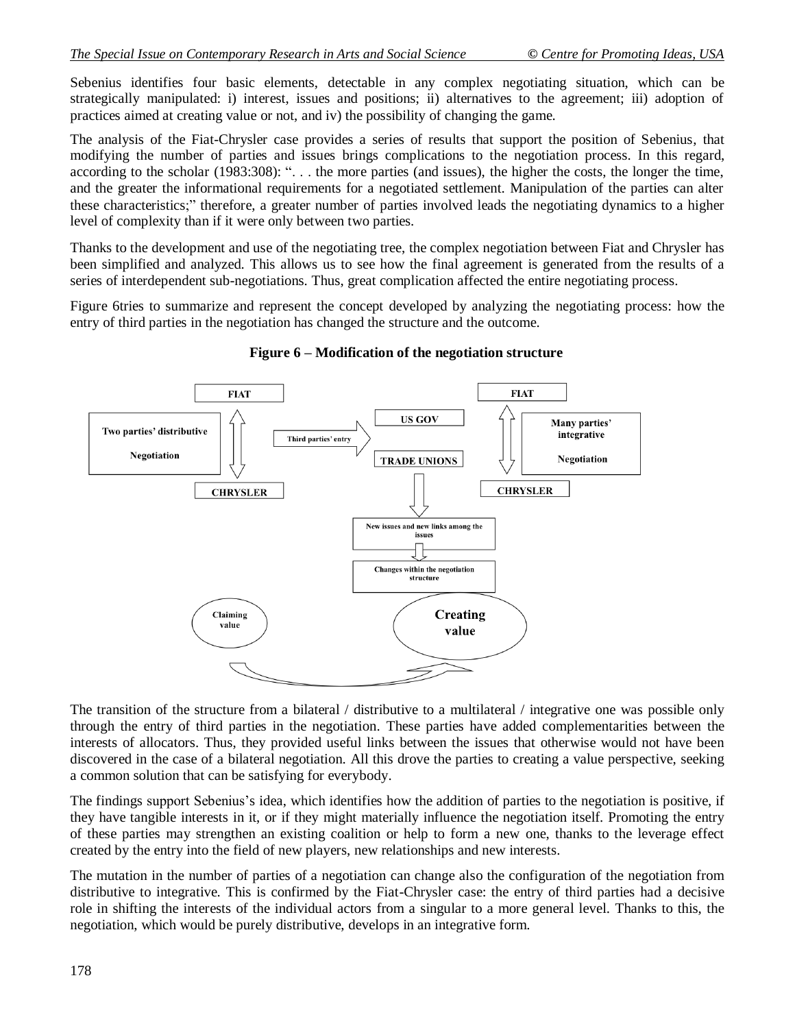Sebenius identifies four basic elements, detectable in any complex negotiating situation, which can be strategically manipulated: i) interest, issues and positions; ii) alternatives to the agreement; iii) adoption of practices aimed at creating value or not, and iv) the possibility of changing the game.

The analysis of the Fiat-Chrysler case provides a series of results that support the position of Sebenius, that modifying the number of parties and issues brings complications to the negotiation process. In this regard, according to the scholar (1983:308): ". . . the more parties (and issues), the higher the costs, the longer the time, and the greater the informational requirements for a negotiated settlement. Manipulation of the parties can alter these characteristics;" therefore, a greater number of parties involved leads the negotiating dynamics to a higher level of complexity than if it were only between two parties.

Thanks to the development and use of the negotiating tree, the complex negotiation between Fiat and Chrysler has been simplified and analyzed. This allows us to see how the final agreement is generated from the results of a series of interdependent sub-negotiations. Thus, great complication affected the entire negotiating process.

Figure 6tries to summarize and represent the concept developed by analyzing the negotiating process: how the entry of third parties in the negotiation has changed the structure and the outcome.

**Figure 6 – Modification of the negotiation structure**

FIAT | Two parties' distributive Negotiation | CHRYSLER → Third parties' entry → US GOV, TRADE UNIONS → FIAT | Many parties' integrative Negotiation | CHRYSLER

New issues and new links among the issues → Changes within the negotiation structure

Claiming value → Creating value

The transition of the structure from a bilateral / distributive to a multilateral / integrative one was possible only through the entry of third parties in the negotiation. These parties have added complementarities between the interests of allocators. Thus, they provided useful links between the issues that otherwise would not have been discovered in the case of a bilateral negotiation. All this drove the parties to creating a value perspective, seeking a common solution that can be satisfying for everybody.

The findings support Sebenius's idea, which identifies how the addition of parties to the negotiation is positive, if they have tangible interests in it, or if they might materially influence the negotiation itself. Promoting the entry of these parties may strengthen an existing coalition or help to form a new one, thanks to the leverage effect created by the entry into the field of new players, new relationships and new interests.

The mutation in the number of parties of a negotiation can change also the configuration of the negotiation from distributive to integrative. This is confirmed by the Fiat-Chrysler case: the entry of third parties had a decisive role in shifting the interests of the individual actors from a singular to a more general level. Thanks to this, the negotiation, which would be purely distributive, develops in an integrative form.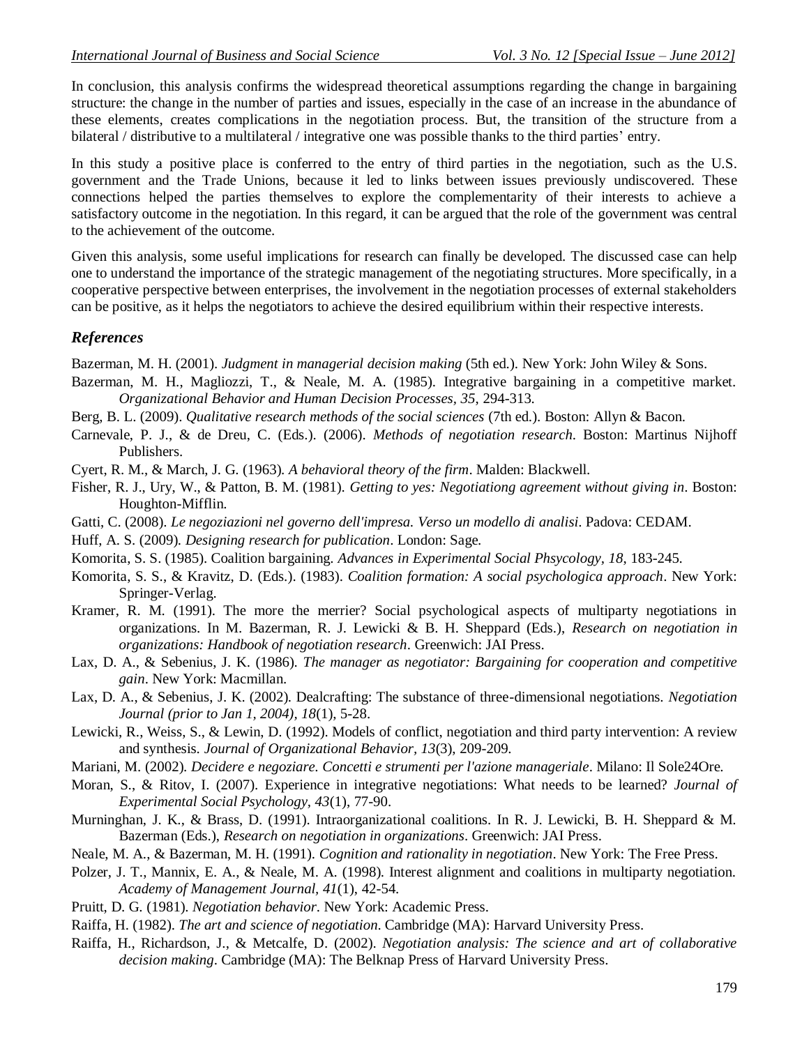In conclusion, this analysis confirms the widespread theoretical assumptions regarding the change in bargaining structure: the change in the number of parties and issues, especially in the case of an increase in the abundance of these elements, creates complications in the negotiation process. But, the transition of the structure from a bilateral / distributive to a multilateral / integrative one was possible thanks to the third parties' entry.

In this study a positive place is conferred to the entry of third parties in the negotiation, such as the U.S. government and the Trade Unions, because it led to links between issues previously undiscovered. These connections helped the parties themselves to explore the complementarity of their interests to achieve a satisfactory outcome in the negotiation. In this regard, it can be argued that the role of the government was central to the achievement of the outcome.

Given this analysis, some useful implications for research can finally be developed. The discussed case can help one to understand the importance of the strategic management of the negotiating structures. More specifically, in a cooperative perspective between enterprises, the involvement in the negotiation processes of external stakeholders can be positive, as it helps the negotiators to achieve the desired equilibrium within their respective interests.

## *References*

Bazerman, M. H. (2001). *Judgment in managerial decision making* (5th ed.). New York: John Wiley & Sons.

Bazerman, M. H., Magliozzi, T., & Neale, M. A. (1985). Integrative bargaining in a competitive market. *Organizational Behavior and Human Decision Processes, 35*, 294-313.

Berg, B. L. (2009). *Qualitative research methods of the social sciences* (7th ed.). Boston: Allyn & Bacon.

Carnevale, P. J., & de Dreu, C. (Eds.). (2006). *Methods of negotiation research*. Boston: Martinus Nijhoff Publishers.

Cyert, R. M., & March, J. G. (1963). *A behavioral theory of the firm*. Malden: Blackwell.

Fisher, R. J., Ury, W., & Patton, B. M. (1981). *Getting to yes: Negotiationg agreement without giving in*. Boston: Houghton-Mifflin.

Gatti, C. (2008). *Le negoziazioni nel governo dell'impresa. Verso un modello di analisi*. Padova: CEDAM.

Huff, A. S. (2009). *Designing research for publication*. London: Sage.

Komorita, S. S. (1985). Coalition bargaining. *Advances in Experimental Social Phsycology, 18*, 183-245.

Komorita, S. S., & Kravitz, D. (Eds.). (1983). *Coalition formation: A social psychologica approach*. New York: Springer-Verlag.

Kramer, R. M. (1991). The more the merrier? Social psychological aspects of multiparty negotiations in organizations. In M. Bazerman, R. J. Lewicki & B. H. Sheppard (Eds.), *Research on negotiation in organizations: Handbook of negotiation research*. Greenwich: JAI Press.

Lax, D. A., & Sebenius, J. K. (1986). *The manager as negotiator: Bargaining for cooperation and competitive gain*. New York: Macmillan.

Lax, D. A., & Sebenius, J. K. (2002). Dealcrafting: The substance of three-dimensional negotiations. *Negotiation Journal (prior to Jan 1, 2004), 18*(1), 5-28.

Lewicki, R., Weiss, S., & Lewin, D. (1992). Models of conflict, negotiation and third party intervention: A review and synthesis. *Journal of Organizational Behavior, 13*(3), 209-209.

Mariani, M. (2002). *Decidere e negoziare. Concetti e strumenti per l'azione manageriale*. Milano: Il Sole24Ore.

Moran, S., & Ritov, I. (2007). Experience in integrative negotiations: What needs to be learned? *Journal of Experimental Social Psychology, 43*(1), 77-90.

Murninghan, J. K., & Brass, D. (1991). Intraorganizational coalitions. In R. J. Lewicki, B. H. Sheppard & M. Bazerman (Eds.), *Research on negotiation in organizations*. Greenwich: JAI Press.

Neale, M. A., & Bazerman, M. H. (1991). *Cognition and rationality in negotiation*. New York: The Free Press.

Polzer, J. T., Mannix, E. A., & Neale, M. A. (1998). Interest alignment and coalitions in multiparty negotiation. *Academy of Management Journal, 41*(1), 42-54.

Pruitt, D. G. (1981). *Negotiation behavior*. New York: Academic Press.

Raiffa, H. (1982). *The art and science of negotiation*. Cambridge (MA): Harvard University Press.

Raiffa, H., Richardson, J., & Metcalfe, D. (2002). *Negotiation analysis: The science and art of collaborative decision making*. Cambridge (MA): The Belknap Press of Harvard University Press.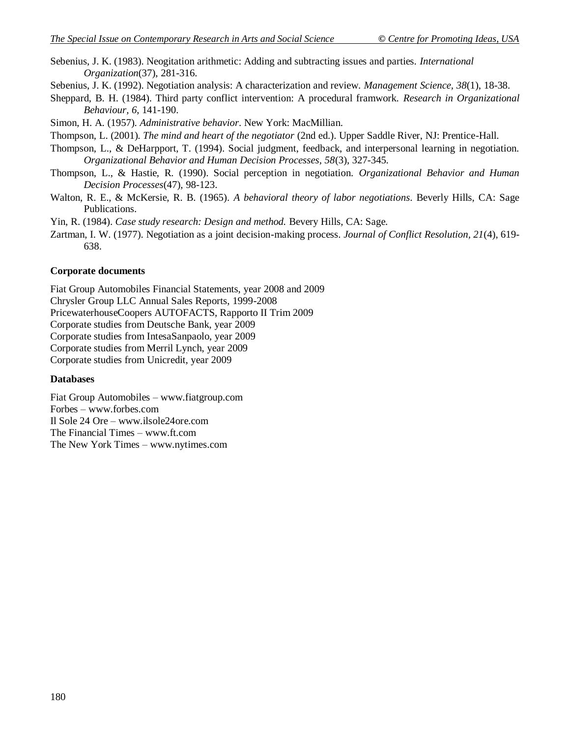Sebenius, J. K. (1983). Neogitation arithmetic: Adding and subtracting issues and parties. *International Organization*(37), 281-316.

Sebenius, J. K. (1992). Negotiation analysis: A characterization and review. *Management Science, 38*(1), 18-38.

Sheppard, B. H. (1984). Third party conflict intervention: A procedural framwork. *Research in Organizational Behaviour, 6*, 141-190.

Simon, H. A. (1957). *Administrative behavior*. New York: MacMillian.

Thompson, L. (2001). *The mind and heart of the negotiator* (2nd ed.). Upper Saddle River, NJ: Prentice-Hall.

Thompson, L., & DeHarpport, T. (1994). Social judgment, feedback, and interpersonal learning in negotiation. *Organizational Behavior and Human Decision Processes, 58*(3), 327-345.

Thompson, L., & Hastie, R. (1990). Social perception in negotiation. *Organizational Behavior and Human Decision Processes*(47), 98-123.

Walton, R. E., & McKersie, R. B. (1965). *A behavioral theory of labor negotiations*. Beverly Hills, CA: Sage Publications.

Yin, R. (1984). *Case study research: Design and method.* Bevery Hills, CA: Sage.

Zartman, I. W. (1977). Negotiation as a joint decision-making process. *Journal of Conflict Resolution, 21*(4), 619-638.

**Corporate documents**

Fiat Group Automobiles Financial Statements, year 2008 and 2009
Chrysler Group LLC Annual Sales Reports, 1999-2008
PricewaterhouseCoopers AUTOFACTS, Rapporto II Trim 2009
Corporate studies from Deutsche Bank, year 2009
Corporate studies from IntesaSanpaolo, year 2009
Corporate studies from Merril Lynch, year 2009
Corporate studies from Unicredit, year 2009

**Databases**

Fiat Group Automobiles – www.fiatgroup.com
Forbes – www.forbes.com
Il Sole 24 Ore – www.ilsole24ore.com
The Financial Times – www.ft.com
The New York Times – www.nytimes.com